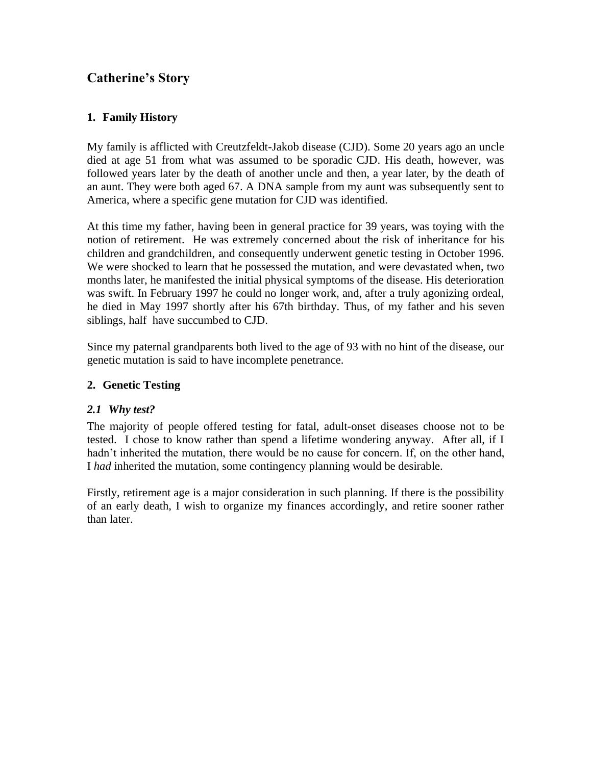# Catherine's Story

## 1. Family History

My family is afflicted with Creutzfeldt-Jakob disease (CJD). Some 20 years ago an uncle died at age 51 from what was assumed to be sporadic CJD. His death, however, was followed years later by the death of another uncle and then, a year later, by the death of an aunt. They were both aged 67. A DNA sample from my aunt was subsequently sent to America, where a specific gene mutation for CJD was identified.

At this time my father, having been in general practice for 39 years, was toying with the notion of retirement. He was extremely concerned about the risk of inheritance for his children and grandchildren, and consequently underwent genetic testing in October 1996. We were shocked to learn that he possessed the mutation, and were devastated when, two months later, he manifested the initial physical symptoms of the disease. His deterioration was swift. In February 1997 he could no longer work, and, after a truly agonizing ordeal, he died in May 1997 shortly after his 67th birthday. Thus, of my father and his seven siblings, half have succumbed to CJD.

Since my paternal grandparents both lived to the age of 93 with no hint of the disease, our genetic mutation is said to have incomplete penetrance.

## 2. Genetic Testing

### *2.1 Why test?*

The majority of people offered testing for fatal, adult-onset diseases choose not to be tested. I chose to know rather than spend a lifetime wondering anyway. After all, if I hadn't inherited the mutation, there would be no cause for concern. If, on the other hand, I *had* inherited the mutation, some contingency planning would be desirable.

Firstly, retirement age is a major consideration in such planning. If there is the possibility of an early death, I wish to organize my finances accordingly, and retire sooner rather than later.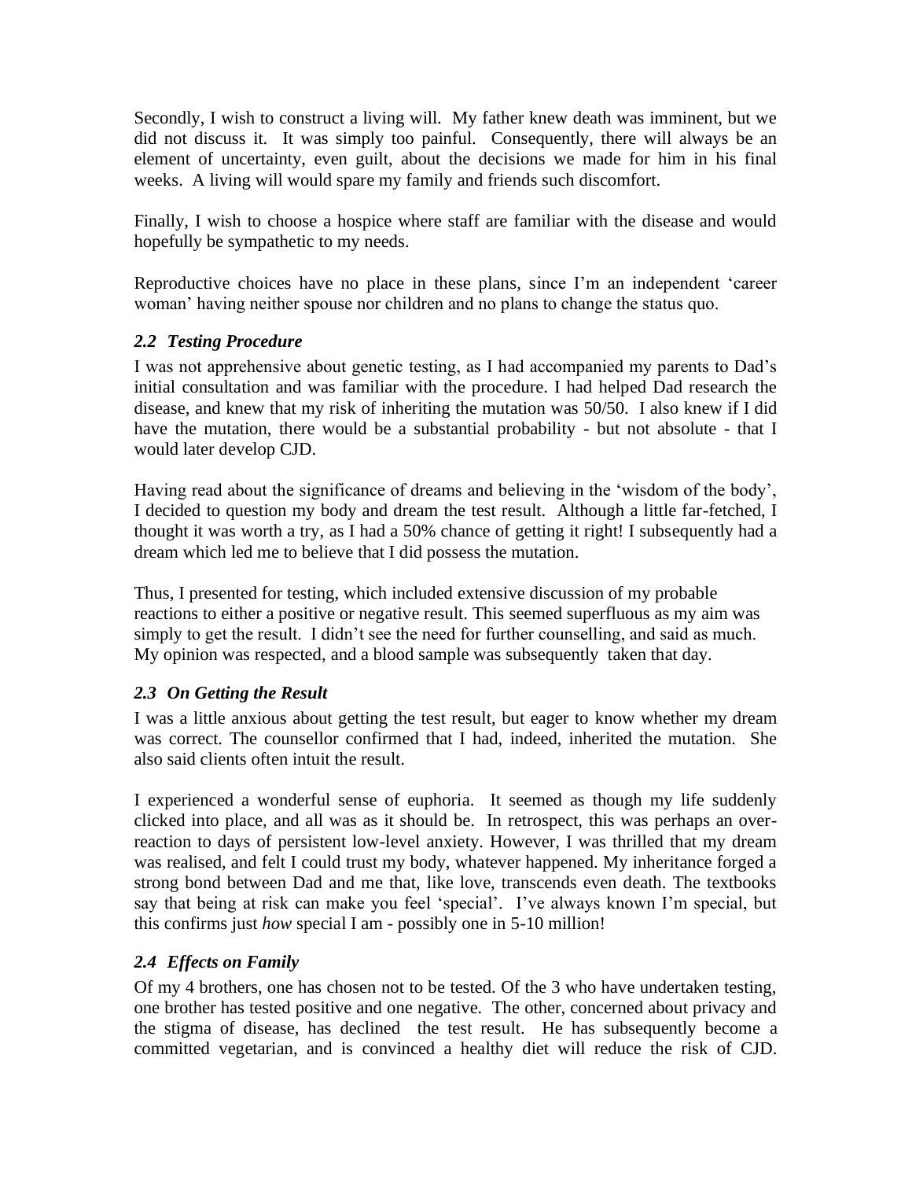Secondly, I wish to construct a living will. My father knew death was imminent, but we did not discuss it. It was simply too painful. Consequently, there will always be an element of uncertainty, even guilt, about the decisions we made for him in his final weeks. A living will would spare my family and friends such discomfort.

Finally, I wish to choose a hospice where staff are familiar with the disease and would hopefully be sympathetic to my needs.

Reproductive choices have no place in these plans, since I'm an independent 'career woman' having neither spouse nor children and no plans to change the status quo.

### *2.2 Testing Procedure*

I was not apprehensive about genetic testing, as I had accompanied my parents to Dad's initial consultation and was familiar with the procedure. I had helped Dad research the disease, and knew that my risk of inheriting the mutation was 50/50. I also knew if I did have the mutation, there would be a substantial probability - but not absolute - that I would later develop CJD.

Having read about the significance of dreams and believing in the 'wisdom of the body', I decided to question my body and dream the test result. Although a little far-fetched, I thought it was worth a try, as I had a 50% chance of getting it right! I subsequently had a dream which led me to believe that I did possess the mutation.

Thus, I presented for testing, which included extensive discussion of my probable reactions to either a positive or negative result. This seemed superfluous as my aim was simply to get the result. I didn't see the need for further counselling, and said as much. My opinion was respected, and a blood sample was subsequently taken that day.

### *2.3 On Getting the Result*

I was a little anxious about getting the test result, but eager to know whether my dream was correct. The counsellor confirmed that I had, indeed, inherited the mutation. She also said clients often intuit the result.

I experienced a wonderful sense of euphoria. It seemed as though my life suddenly clicked into place, and all was as it should be. In retrospect, this was perhaps an over-reaction to days of persistent low-level anxiety. However, I was thrilled that my dream was realised, and felt I could trust my body, whatever happened. My inheritance forged a strong bond between Dad and me that, like love, transcends even death. The textbooks say that being at risk can make you feel 'special'. I've always known I'm special, but this confirms just *how* special I am - possibly one in 5-10 million!

### *2.4 Effects on Family*

Of my 4 brothers, one has chosen not to be tested. Of the 3 who have undertaken testing, one brother has tested positive and one negative. The other, concerned about privacy and the stigma of disease, has declined the test result. He has subsequently become a committed vegetarian, and is convinced a healthy diet will reduce the risk of CJD.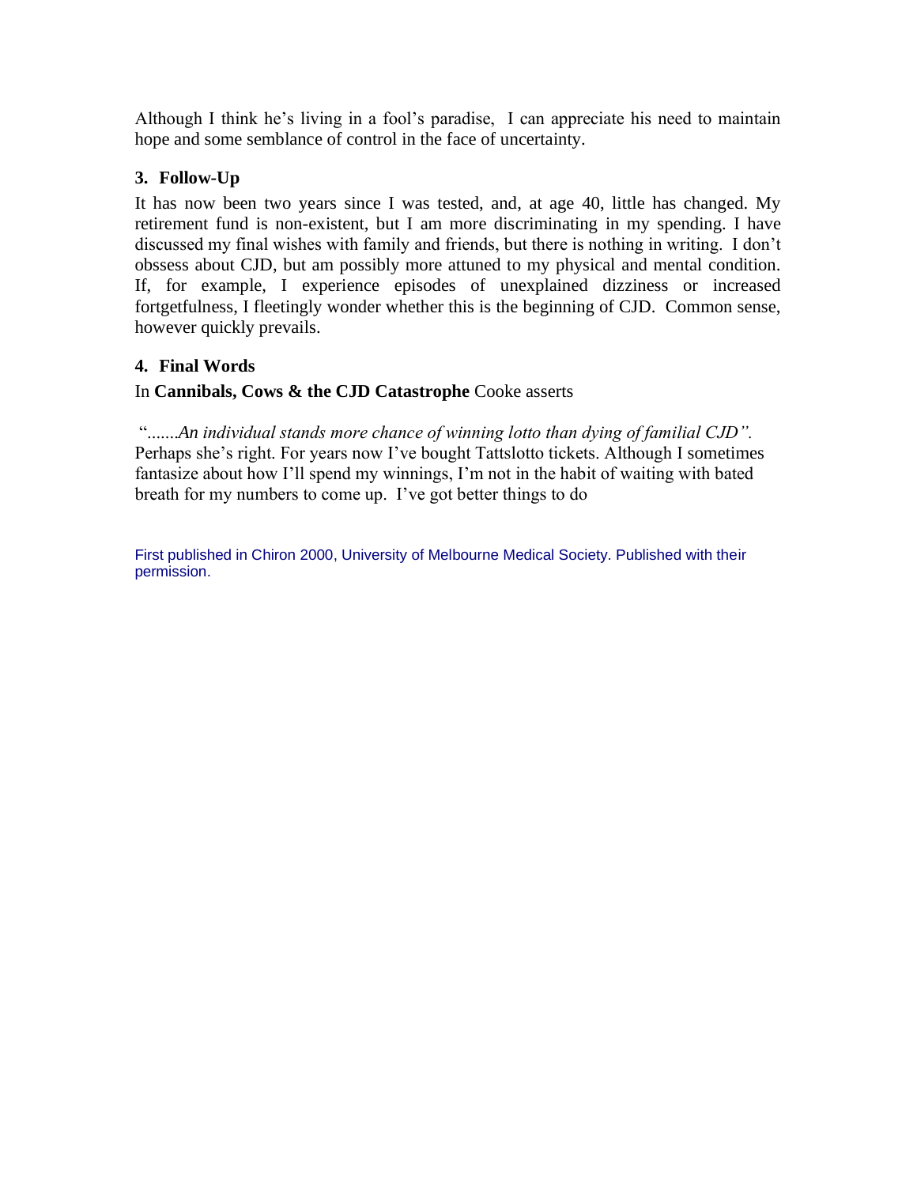Although I think he's living in a fool's paradise, I can appreciate his need to maintain hope and some semblance of control in the face of uncertainty.

### 3. Follow-Up

It has now been two years since I was tested, and, at age 40, little has changed. My retirement fund is non-existent, but I am more discriminating in my spending. I have discussed my final wishes with family and friends, but there is nothing in writing. I don't obssess about CJD, but am possibly more attuned to my physical and mental condition. If, for example, I experience episodes of unexplained dizziness or increased fortgetfulness, I fleetingly wonder whether this is the beginning of CJD. Common sense, however quickly prevails.

### 4. Final Words

In **Cannibals, Cows & the CJD Catastrophe** Cooke asserts

"*.......An individual stands more chance of winning lotto than dying of familial CJD".* Perhaps she's right. For years now I've bought Tattslotto tickets. Although I sometimes fantasize about how I'll spend my winnings, I'm not in the habit of waiting with bated breath for my numbers to come up. I've got better things to do

First published in Chiron 2000, University of Melbourne Medical Society. Published with their permission.